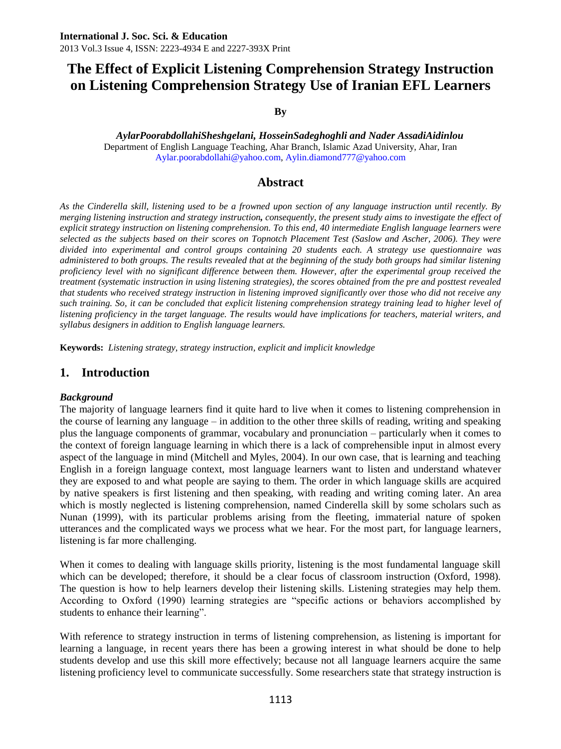# The Effect of Explicit Listening Comprehension Strategy Instruction on Listening Comprehension Strategy Use of Iranian EFL Learners

**By**

***AylarPoorabdollahiSheshgelani, HosseinSadeghoghli and Nader AssadiAidinlou***

Department of English Language Teaching, Ahar Branch, Islamic Azad University, Ahar, Iran

Aylar.poorabdollahi@yahoo.com, Aylin.diamond777@yahoo.com

## Abstract

*As the Cinderella skill, listening used to be a frowned upon section of any language instruction until recently. By merging listening instruction and strategy instruction,* ***consequently****, the present study aims to investigate the effect of explicit strategy instruction on listening comprehension. To this end, 40 intermediate English language learners were selected as the subjects based on their scores on Topnotch Placement Test (Saslow and Ascher, 2006). They were divided into experimental and control groups containing 20 students each. A strategy use questionnaire was administered to both groups. The results revealed that at the beginning of the study both groups had similar listening proficiency level with no significant difference between them. However, after the experimental group received the treatment (systematic instruction in using listening strategies), the scores obtained from the pre and posttest revealed that students who received strategy instruction in listening improved significantly over those who did not receive any such training. So, it can be concluded that explicit listening comprehension strategy training lead to higher level of listening proficiency in the target language. The results would have implications for teachers, material writers, and syllabus designers in addition to English language learners.*

**Keywords:** *Listening strategy, strategy instruction, explicit and implicit knowledge*

## 1. Introduction

### *Background*

The majority of language learners find it quite hard to live when it comes to listening comprehension in the course of learning any language – in addition to the other three skills of reading, writing and speaking plus the language components of grammar, vocabulary and pronunciation – particularly when it comes to the context of foreign language learning in which there is a lack of comprehensible input in almost every aspect of the language in mind (Mitchell and Myles, 2004). In our own case, that is learning and teaching English in a foreign language context, most language learners want to listen and understand whatever they are exposed to and what people are saying to them. The order in which language skills are acquired by native speakers is first listening and then speaking, with reading and writing coming later. An area which is mostly neglected is listening comprehension, named Cinderella skill by some scholars such as Nunan (1999), with its particular problems arising from the fleeting, immaterial nature of spoken utterances and the complicated ways we process what we hear. For the most part, for language learners, listening is far more challenging.

When it comes to dealing with language skills priority, listening is the most fundamental language skill which can be developed; therefore, it should be a clear focus of classroom instruction (Oxford, 1998). The question is how to help learners develop their listening skills. Listening strategies may help them. According to Oxford (1990) learning strategies are "specific actions or behaviors accomplished by students to enhance their learning".

With reference to strategy instruction in terms of listening comprehension, as listening is important for learning a language, in recent years there has been a growing interest in what should be done to help students develop and use this skill more effectively; because not all language learners acquire the same listening proficiency level to communicate successfully. Some researchers state that strategy instruction is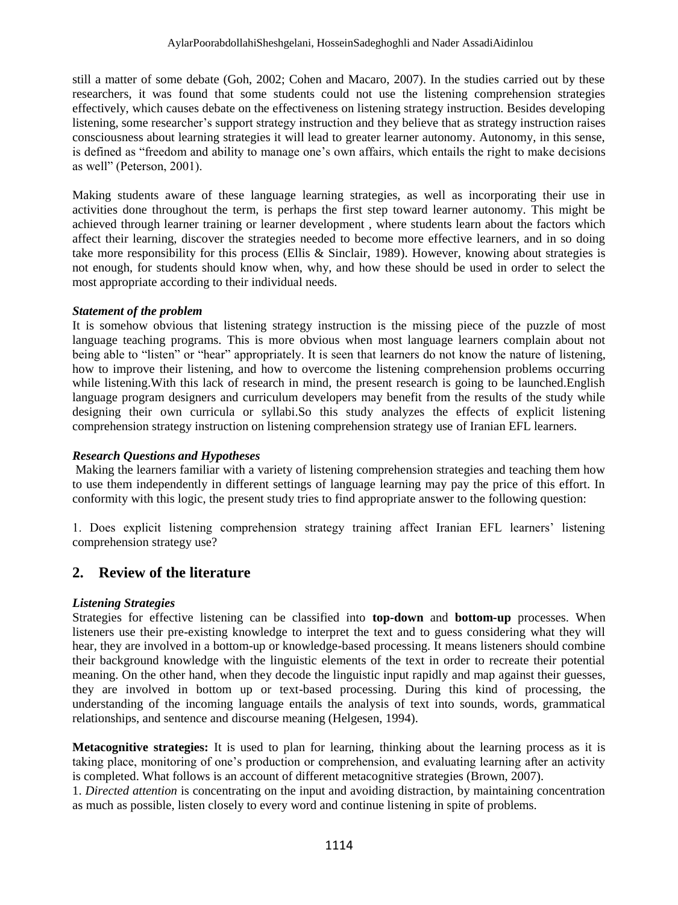still a matter of some debate (Goh, 2002; Cohen and Macaro, 2007). In the studies carried out by these researchers, it was found that some students could not use the listening comprehension strategies effectively, which causes debate on the effectiveness on listening strategy instruction. Besides developing listening, some researcher's support strategy instruction and they believe that as strategy instruction raises consciousness about learning strategies it will lead to greater learner autonomy. Autonomy, in this sense, is defined as "freedom and ability to manage one's own affairs, which entails the right to make decisions as well" (Peterson, 2001).

Making students aware of these language learning strategies, as well as incorporating their use in activities done throughout the term, is perhaps the first step toward learner autonomy. This might be achieved through learner training or learner development , where students learn about the factors which affect their learning, discover the strategies needed to become more effective learners, and in so doing take more responsibility for this process (Ellis & Sinclair, 1989). However, knowing about strategies is not enough, for students should know when, why, and how these should be used in order to select the most appropriate according to their individual needs.

***Statement of the problem***

It is somehow obvious that listening strategy instruction is the missing piece of the puzzle of most language teaching programs. This is more obvious when most language learners complain about not being able to "listen" or "hear" appropriately. It is seen that learners do not know the nature of listening, how to improve their listening, and how to overcome the listening comprehension problems occurring while listening.With this lack of research in mind, the present research is going to be launched.English language program designers and curriculum developers may benefit from the results of the study while designing their own curricula or syllabi.So this study analyzes the effects of explicit listening comprehension strategy instruction on listening comprehension strategy use of Iranian EFL learners.

***Research Questions and Hypotheses***

Making the learners familiar with a variety of listening comprehension strategies and teaching them how to use them independently in different settings of language learning may pay the price of this effort. In conformity with this logic, the present study tries to find appropriate answer to the following question:

1. Does explicit listening comprehension strategy training affect Iranian EFL learners' listening comprehension strategy use?

## 2. Review of the literature

***Listening Strategies***

Strategies for effective listening can be classified into **top-down** and **bottom-up** processes. When listeners use their pre-existing knowledge to interpret the text and to guess considering what they will hear, they are involved in a bottom-up or knowledge-based processing. It means listeners should combine their background knowledge with the linguistic elements of the text in order to recreate their potential meaning. On the other hand, when they decode the linguistic input rapidly and map against their guesses, they are involved in bottom up or text-based processing. During this kind of processing, the understanding of the incoming language entails the analysis of text into sounds, words, grammatical relationships, and sentence and discourse meaning (Helgesen, 1994).

**Metacognitive strategies:** It is used to plan for learning, thinking about the learning process as it is taking place, monitoring of one's production or comprehension, and evaluating learning after an activity is completed. What follows is an account of different metacognitive strategies (Brown, 2007).

1. *Directed attention* is concentrating on the input and avoiding distraction, by maintaining concentration as much as possible, listen closely to every word and continue listening in spite of problems.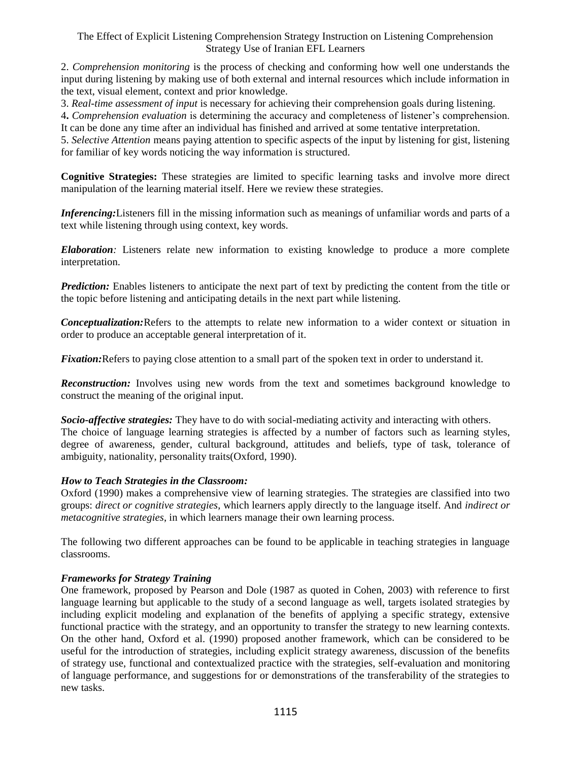2. *Comprehension monitoring* is the process of checking and conforming how well one understands the input during listening by making use of both external and internal resources which include information in the text, visual element, context and prior knowledge.

3. *Real-time assessment of input* is necessary for achieving their comprehension goals during listening.

4**.** *Comprehension evaluation* is determining the accuracy and completeness of listener's comprehension. It can be done any time after an individual has finished and arrived at some tentative interpretation.

5. *Selective Attention* means paying attention to specific aspects of the input by listening for gist, listening for familiar of key words noticing the way information is structured.

**Cognitive Strategies:** These strategies are limited to specific learning tasks and involve more direct manipulation of the learning material itself. Here we review these strategies.

***Inferencing:***Listeners fill in the missing information such as meanings of unfamiliar words and parts of a text while listening through using context, key words.

***Elaboration****:* Listeners relate new information to existing knowledge to produce a more complete interpretation.

***Prediction:*** Enables listeners to anticipate the next part of text by predicting the content from the title or the topic before listening and anticipating details in the next part while listening.

***Conceptualization:***Refers to the attempts to relate new information to a wider context or situation in order to produce an acceptable general interpretation of it.

***Fixation:***Refers to paying close attention to a small part of the spoken text in order to understand it.

***Reconstruction:*** Involves using new words from the text and sometimes background knowledge to construct the meaning of the original input.

***Socio-affective strategies:*** They have to do with social-mediating activity and interacting with others.

The choice of language learning strategies is affected by a number of factors such as learning styles, degree of awareness, gender, cultural background, attitudes and beliefs, type of task, tolerance of ambiguity, nationality, personality traits(Oxford, 1990).

***How to Teach Strategies in the Classroom:***

Oxford (1990) makes a comprehensive view of learning strategies. The strategies are classified into two groups: *direct or cognitive strategies*, which learners apply directly to the language itself. And *indirect or metacognitive strategies*, in which learners manage their own learning process.

The following two different approaches can be found to be applicable in teaching strategies in language classrooms.

***Frameworks for Strategy Training***

One framework, proposed by Pearson and Dole (1987 as quoted in Cohen, 2003) with reference to first language learning but applicable to the study of a second language as well, targets isolated strategies by including explicit modeling and explanation of the benefits of applying a specific strategy, extensive functional practice with the strategy, and an opportunity to transfer the strategy to new learning contexts. On the other hand, Oxford et al. (1990) proposed another framework, which can be considered to be useful for the introduction of strategies, including explicit strategy awareness, discussion of the benefits of strategy use, functional and contextualized practice with the strategies, self-evaluation and monitoring of language performance, and suggestions for or demonstrations of the transferability of the strategies to new tasks.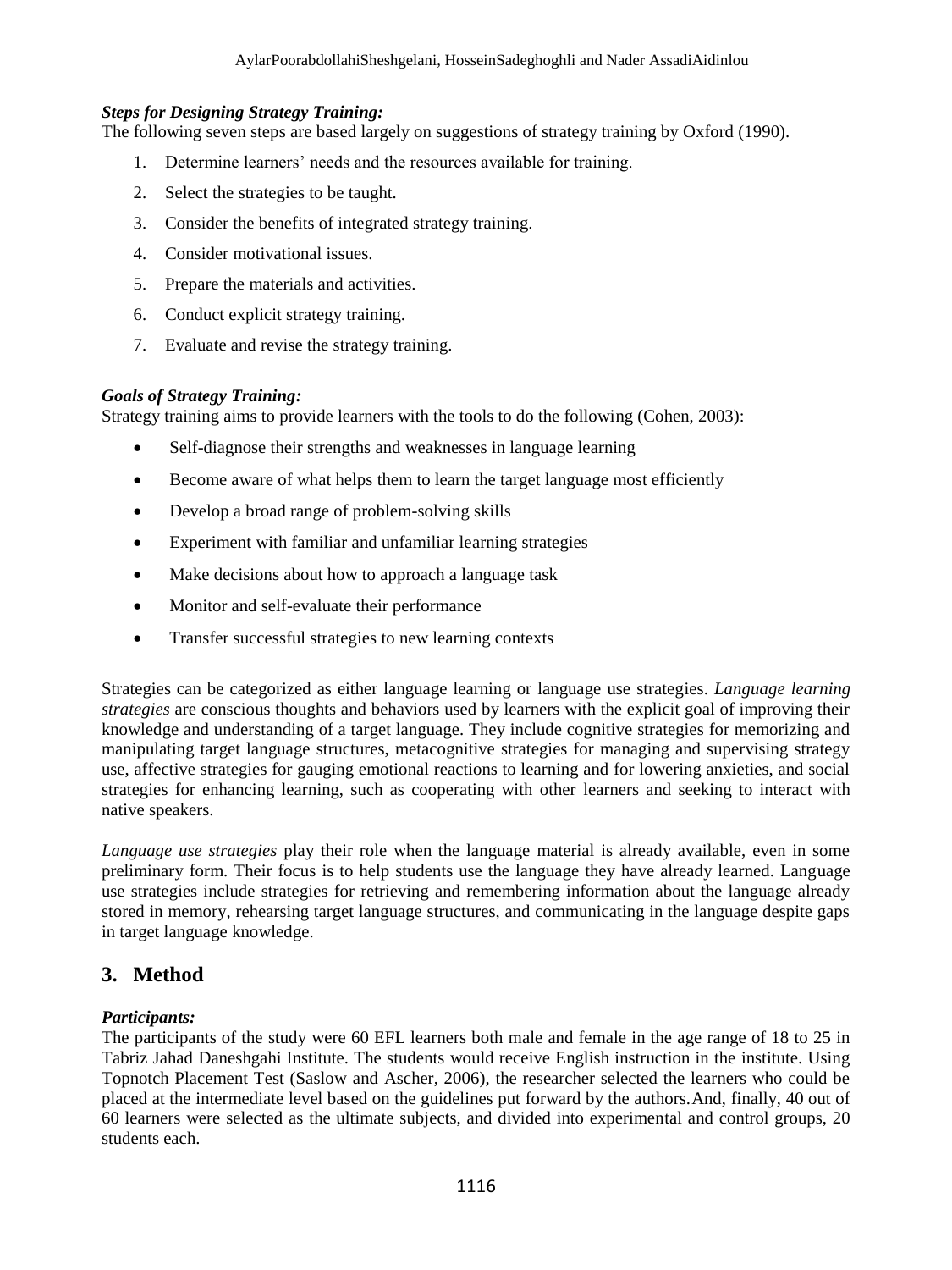***Steps for Designing Strategy Training:***

The following seven steps are based largely on suggestions of strategy training by Oxford (1990).

1. Determine learners' needs and the resources available for training.
2. Select the strategies to be taught.
3. Consider the benefits of integrated strategy training.
4. Consider motivational issues.
5. Prepare the materials and activities.
6. Conduct explicit strategy training.
7. Evaluate and revise the strategy training.

***Goals of Strategy Training:***

Strategy training aims to provide learners with the tools to do the following (Cohen, 2003):

- Self-diagnose their strengths and weaknesses in language learning
- Become aware of what helps them to learn the target language most efficiently
- Develop a broad range of problem-solving skills
- Experiment with familiar and unfamiliar learning strategies
- Make decisions about how to approach a language task
- Monitor and self-evaluate their performance
- Transfer successful strategies to new learning contexts

Strategies can be categorized as either language learning or language use strategies. *Language learning strategies* are conscious thoughts and behaviors used by learners with the explicit goal of improving their knowledge and understanding of a target language. They include cognitive strategies for memorizing and manipulating target language structures, metacognitive strategies for managing and supervising strategy use, affective strategies for gauging emotional reactions to learning and for lowering anxieties, and social strategies for enhancing learning, such as cooperating with other learners and seeking to interact with native speakers.

*Language use strategies* play their role when the language material is already available, even in some preliminary form. Their focus is to help students use the language they have already learned. Language use strategies include strategies for retrieving and remembering information about the language already stored in memory, rehearsing target language structures, and communicating in the language despite gaps in target language knowledge.

## 3. Method

***Participants:***

The participants of the study were 60 EFL learners both male and female in the age range of 18 to 25 in Tabriz Jahad Daneshgahi Institute. The students would receive English instruction in the institute. Using Topnotch Placement Test (Saslow and Ascher, 2006), the researcher selected the learners who could be placed at the intermediate level based on the guidelines put forward by the authors. And, finally, 40 out of 60 learners were selected as the ultimate subjects, and divided into experimental and control groups, 20 students each.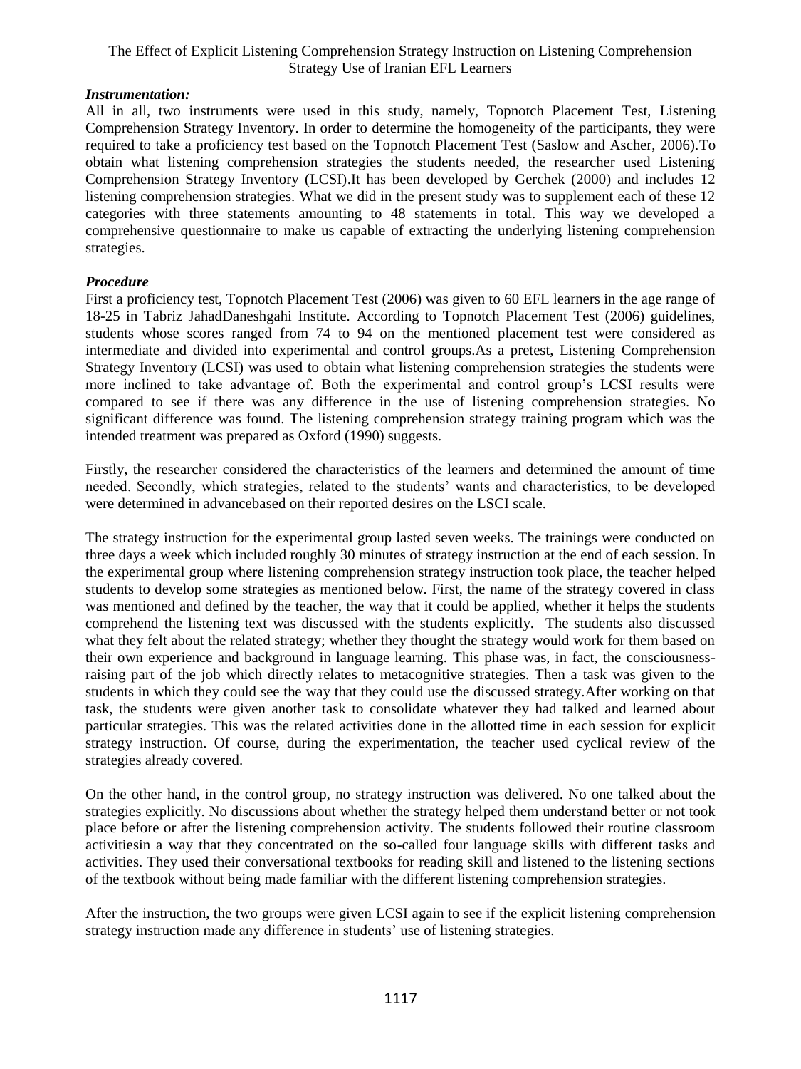### *Instrumentation:*

All in all, two instruments were used in this study, namely, Topnotch Placement Test, Listening Comprehension Strategy Inventory. In order to determine the homogeneity of the participants, they were required to take a proficiency test based on the Topnotch Placement Test (Saslow and Ascher, 2006).To obtain what listening comprehension strategies the students needed, the researcher used Listening Comprehension Strategy Inventory (LCSI).It has been developed by Gerchek (2000) and includes 12 listening comprehension strategies. What we did in the present study was to supplement each of these 12 categories with three statements amounting to 48 statements in total. This way we developed a comprehensive questionnaire to make us capable of extracting the underlying listening comprehension strategies.

### *Procedure*

First a proficiency test, Topnotch Placement Test (2006) was given to 60 EFL learners in the age range of 18-25 in Tabriz JahadDaneshgahi Institute. According to Topnotch Placement Test (2006) guidelines, students whose scores ranged from 74 to 94 on the mentioned placement test were considered as intermediate and divided into experimental and control groups.As a pretest, Listening Comprehension Strategy Inventory (LCSI) was used to obtain what listening comprehension strategies the students were more inclined to take advantage of. Both the experimental and control group's LCSI results were compared to see if there was any difference in the use of listening comprehension strategies. No significant difference was found. The listening comprehension strategy training program which was the intended treatment was prepared as Oxford (1990) suggests.

Firstly, the researcher considered the characteristics of the learners and determined the amount of time needed. Secondly, which strategies, related to the students' wants and characteristics, to be developed were determined in advancebased on their reported desires on the LSCI scale.

The strategy instruction for the experimental group lasted seven weeks. The trainings were conducted on three days a week which included roughly 30 minutes of strategy instruction at the end of each session. In the experimental group where listening comprehension strategy instruction took place, the teacher helped students to develop some strategies as mentioned below. First, the name of the strategy covered in class was mentioned and defined by the teacher, the way that it could be applied, whether it helps the students comprehend the listening text was discussed with the students explicitly. The students also discussed what they felt about the related strategy; whether they thought the strategy would work for them based on their own experience and background in language learning. This phase was, in fact, the consciousness-raising part of the job which directly relates to metacognitive strategies. Then a task was given to the students in which they could see the way that they could use the discussed strategy.After working on that task, the students were given another task to consolidate whatever they had talked and learned about particular strategies. This was the related activities done in the allotted time in each session for explicit strategy instruction. Of course, during the experimentation, the teacher used cyclical review of the strategies already covered.

On the other hand, in the control group, no strategy instruction was delivered. No one talked about the strategies explicitly. No discussions about whether the strategy helped them understand better or not took place before or after the listening comprehension activity. The students followed their routine classroom activitiesin a way that they concentrated on the so-called four language skills with different tasks and activities. They used their conversational textbooks for reading skill and listened to the listening sections of the textbook without being made familiar with the different listening comprehension strategies.

After the instruction, the two groups were given LCSI again to see if the explicit listening comprehension strategy instruction made any difference in students' use of listening strategies.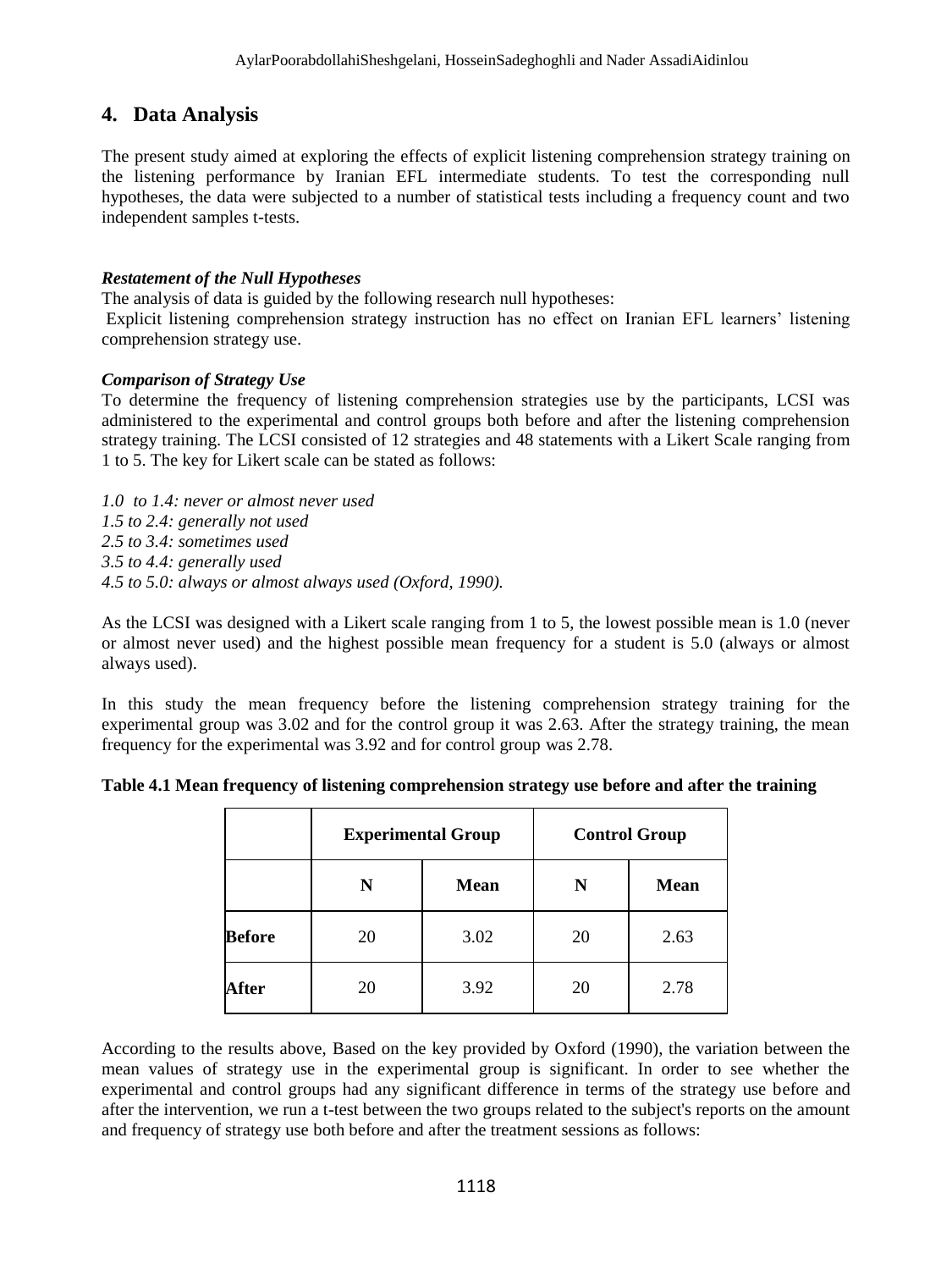## 4. Data Analysis

The present study aimed at exploring the effects of explicit listening comprehension strategy training on the listening performance by Iranian EFL intermediate students. To test the corresponding null hypotheses, the data were subjected to a number of statistical tests including a frequency count and two independent samples t-tests.

***Restatement of the Null Hypotheses***

The analysis of data is guided by the following research null hypotheses:

Explicit listening comprehension strategy instruction has no effect on Iranian EFL learners' listening comprehension strategy use.

***Comparison of Strategy Use***

To determine the frequency of listening comprehension strategies use by the participants, LCSI was administered to the experimental and control groups both before and after the listening comprehension strategy training. The LCSI consisted of 12 strategies and 48 statements with a Likert Scale ranging from 1 to 5. The key for Likert scale can be stated as follows:

*1.0 to 1.4: never or almost never used*
*1.5 to 2.4: generally not used*
*2.5 to 3.4: sometimes used*
*3.5 to 4.4: generally used*
*4.5 to 5.0: always or almost always used (Oxford, 1990).*

As the LCSI was designed with a Likert scale ranging from 1 to 5, the lowest possible mean is 1.0 (never or almost never used) and the highest possible mean frequency for a student is 5.0 (always or almost always used).

In this study the mean frequency before the listening comprehension strategy training for the experimental group was 3.02 and for the control group it was 2.63. After the strategy training, the mean frequency for the experimental was 3.92 and for control group was 2.78.

**Table 4.1 Mean frequency of listening comprehension strategy use before and after the training**

| | Experimental Group | | Control Group | |
|---|---|---|---|---|
| | **N** | **Mean** | **N** | **Mean** |
| **Before** | 20 | 3.02 | 20 | 2.63 |
| **After** | 20 | 3.92 | 20 | 2.78 |

According to the results above, Based on the key provided by Oxford (1990), the variation between the mean values of strategy use in the experimental group is significant. In order to see whether the experimental and control groups had any significant difference in terms of the strategy use before and after the intervention, we run a t-test between the two groups related to the subject's reports on the amount and frequency of strategy use both before and after the treatment sessions as follows: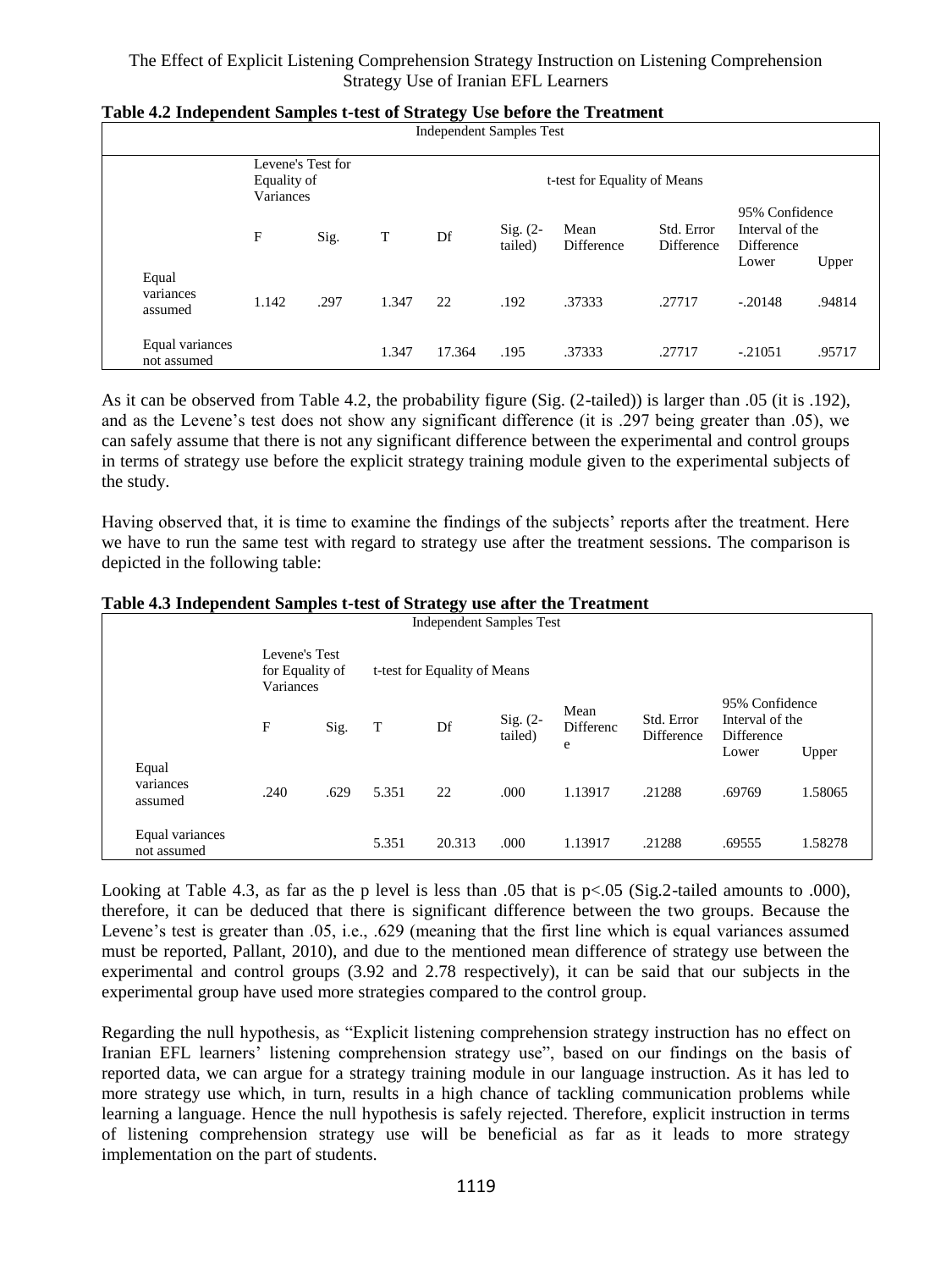**Table 4.2 Independent Samples t-test of Strategy Use before the Treatment**

| Independent Samples Test | | | | | | | | | |
|---|---|---|---|---|---|---|---|---|---|
| | Levene's Test for Equality of Variances | | t-test for Equality of Means | | | | | | |
| | F | Sig. | T | Df | Sig. (2-tailed) | Mean Difference | Std. Error Difference | 95% Confidence Interval of the Difference Lower | Upper |
| Equal variances assumed | 1.142 | .297 | 1.347 | 22 | .192 | .37333 | .27717 | -.20148 | .94814 |
| Equal variances not assumed | | | 1.347 | 17.364 | .195 | .37333 | .27717 | -.21051 | .95717 |

As it can be observed from Table 4.2, the probability figure (Sig. (2-tailed)) is larger than .05 (it is .192), and as the Levene's test does not show any significant difference (it is .297 being greater than .05), we can safely assume that there is not any significant difference between the experimental and control groups in terms of strategy use before the explicit strategy training module given to the experimental subjects of the study.

Having observed that, it is time to examine the findings of the subjects' reports after the treatment. Here we have to run the same test with regard to strategy use after the treatment sessions. The comparison is depicted in the following table:

**Table 4.3 Independent Samples t-test of Strategy use after the Treatment**

| Independent Samples Test | | | | | | | | | |
|---|---|---|---|---|---|---|---|---|---|
| | Levene's Test for Equality of Variances | | t-test for Equality of Means | | | | | | |
| | F | Sig. | T | Df | Sig. (2-tailed) | Mean Difference | Std. Error Difference | 95% Confidence Interval of the Difference Lower | Upper |
| Equal variances assumed | .240 | .629 | 5.351 | 22 | .000 | 1.13917 | .21288 | .69769 | 1.58065 |
| Equal variances not assumed | | | 5.351 | 20.313 | .000 | 1.13917 | .21288 | .69555 | 1.58278 |

Looking at Table 4.3, as far as the p level is less than .05 that is $p<.05$ (Sig.2-tailed amounts to .000), therefore, it can be deduced that there is significant difference between the two groups. Because the Levene's test is greater than .05, i.e., .629 (meaning that the first line which is equal variances assumed must be reported, Pallant, 2010), and due to the mentioned mean difference of strategy use between the experimental and control groups (3.92 and 2.78 respectively), it can be said that our subjects in the experimental group have used more strategies compared to the control group.

Regarding the null hypothesis, as "Explicit listening comprehension strategy instruction has no effect on Iranian EFL learners' listening comprehension strategy use", based on our findings on the basis of reported data, we can argue for a strategy training module in our language instruction. As it has led to more strategy use which, in turn, results in a high chance of tackling communication problems while learning a language. Hence the null hypothesis is safely rejected. Therefore, explicit instruction in terms of listening comprehension strategy use will be beneficial as far as it leads to more strategy implementation on the part of students.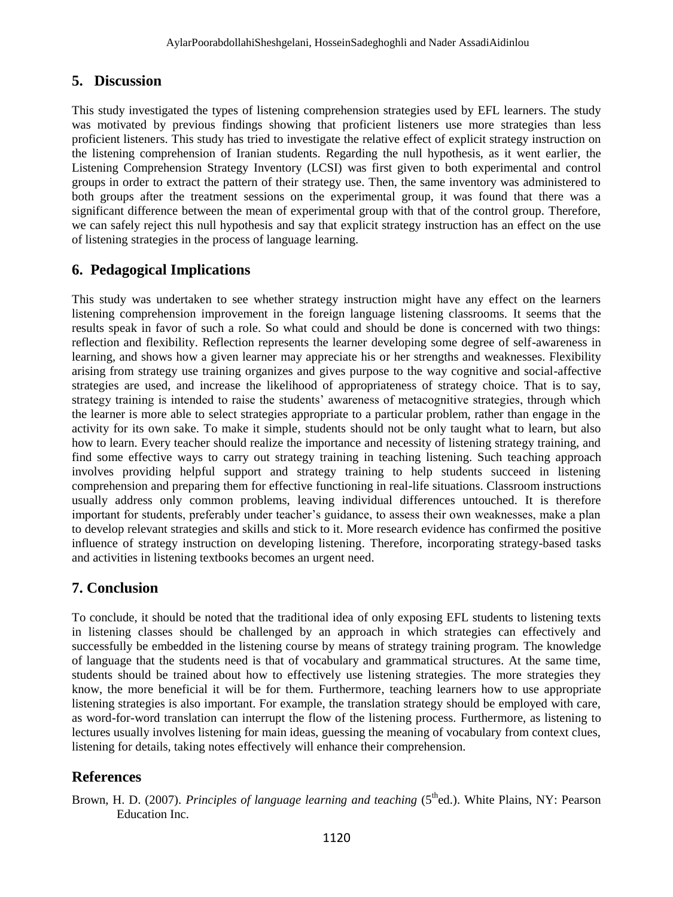## 5. Discussion

This study investigated the types of listening comprehension strategies used by EFL learners. The study was motivated by previous findings showing that proficient listeners use more strategies than less proficient listeners. This study has tried to investigate the relative effect of explicit strategy instruction on the listening comprehension of Iranian students. Regarding the null hypothesis, as it went earlier, the Listening Comprehension Strategy Inventory (LCSI) was first given to both experimental and control groups in order to extract the pattern of their strategy use. Then, the same inventory was administered to both groups after the treatment sessions on the experimental group, it was found that there was a significant difference between the mean of experimental group with that of the control group. Therefore, we can safely reject this null hypothesis and say that explicit strategy instruction has an effect on the use of listening strategies in the process of language learning.

## 6. Pedagogical Implications

This study was undertaken to see whether strategy instruction might have any effect on the learners listening comprehension improvement in the foreign language listening classrooms. It seems that the results speak in favor of such a role. So what could and should be done is concerned with two things: reflection and flexibility. Reflection represents the learner developing some degree of self-awareness in learning, and shows how a given learner may appreciate his or her strengths and weaknesses. Flexibility arising from strategy use training organizes and gives purpose to the way cognitive and social-affective strategies are used, and increase the likelihood of appropriateness of strategy choice. That is to say, strategy training is intended to raise the students' awareness of metacognitive strategies, through which the learner is more able to select strategies appropriate to a particular problem, rather than engage in the activity for its own sake. To make it simple, students should not be only taught what to learn, but also how to learn. Every teacher should realize the importance and necessity of listening strategy training, and find some effective ways to carry out strategy training in teaching listening. Such teaching approach involves providing helpful support and strategy training to help students succeed in listening comprehension and preparing them for effective functioning in real-life situations. Classroom instructions usually address only common problems, leaving individual differences untouched. It is therefore important for students, preferably under teacher's guidance, to assess their own weaknesses, make a plan to develop relevant strategies and skills and stick to it. More research evidence has confirmed the positive influence of strategy instruction on developing listening. Therefore, incorporating strategy-based tasks and activities in listening textbooks becomes an urgent need.

## 7. Conclusion

To conclude, it should be noted that the traditional idea of only exposing EFL students to listening texts in listening classes should be challenged by an approach in which strategies can effectively and successfully be embedded in the listening course by means of strategy training program. The knowledge of language that the students need is that of vocabulary and grammatical structures. At the same time, students should be trained about how to effectively use listening strategies. The more strategies they know, the more beneficial it will be for them. Furthermore, teaching learners how to use appropriate listening strategies is also important. For example, the translation strategy should be employed with care, as word-for-word translation can interrupt the flow of the listening process. Furthermore, as listening to lectures usually involves listening for main ideas, guessing the meaning of vocabulary from context clues, listening for details, taking notes effectively will enhance their comprehension.

## References

Brown, H. D. (2007). *Principles of language learning and teaching* (5th ed.). White Plains, NY: Pearson Education Inc.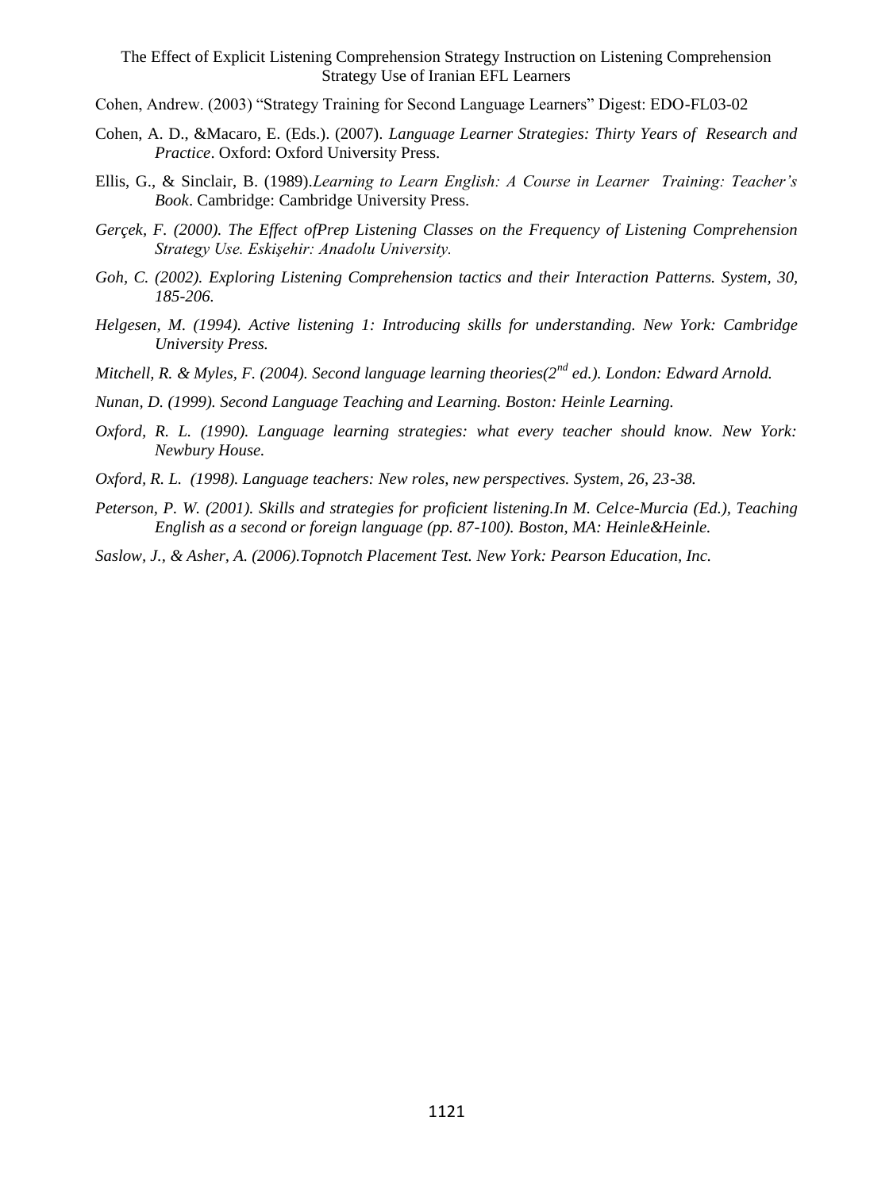Cohen, Andrew. (2003) “Strategy Training for Second Language Learners” Digest: EDO-FL03-02

Cohen, A. D., &Macaro, E. (Eds.). (2007). *Language Learner Strategies: Thirty Years of Research and Practice*. Oxford: Oxford University Press.

Ellis, G., & Sinclair, B. (1989).*Learning to Learn English: A Course in Learner Training: Teacher's Book*. Cambridge: Cambridge University Press.

*Gerçek, F. (2000). The Effect ofPrep Listening Classes on the Frequency of Listening Comprehension Strategy Use. Eskişehir: Anadolu University.*

*Goh, C. (2002). Exploring Listening Comprehension tactics and their Interaction Patterns. System, 30, 185-206.*

*Helgesen, M. (1994). Active listening 1: Introducing skills for understanding. New York: Cambridge University Press.*

*Mitchell, R. & Myles, F. (2004). Second language learning theories(2nd ed.). London: Edward Arnold.*

*Nunan, D. (1999). Second Language Teaching and Learning. Boston: Heinle Learning.*

*Oxford, R. L. (1990). Language learning strategies: what every teacher should know. New York: Newbury House.*

*Oxford, R. L. (1998). Language teachers: New roles, new perspectives. System, 26, 23-38.*

*Peterson, P. W. (2001). Skills and strategies for proficient listening.In M. Celce-Murcia (Ed.), Teaching English as a second or foreign language (pp. 87-100). Boston, MA: Heinle&Heinle.*

*Saslow, J., & Asher, A. (2006).Topnotch Placement Test. New York: Pearson Education, Inc.*